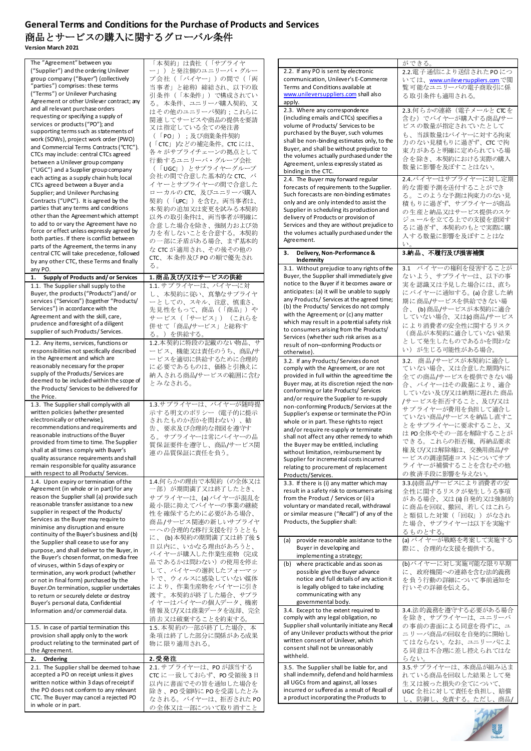# General Terms and Conditions for the Purchase of Products and Services

# 商品とサービスの購入に関するグローバル条件

**Version March 2021**

| | |
|---|---|
| The "Agreement" between you ("Supplier") and the ordering Unilever group company ("Buyer") (collectively "parties") comprises: these terms ("Terms") or Unilever Purchasing Agreement or other Unilever contract; any and all relevant purchase orders requesting or specifying a supply of services or products ("PO"); and supporting terms such as statements of work (SOWs), project work order (PWO) and Commercial Terms Contracts ("CTC"). CTCs may include: central CTCs agreed between a Unilever group company ("UGC") and a Supplier group company each acting as a supply chain hub; local CTCs agreed between a Buyer and a Supplier; and Unilever Purchasing Contracts ("UPC"). It is agreed by the parties that any terms and conditions other than the Agreement which attempt to add to or vary the Agreement have no force or effect unless expressly agreed by both parties. If there is conflict between parts of the Agreement, the terms in any central CTC will take precedence, followed by any other CTC, these Terms and finally any PO. | 「本契約」は貴社（「サプライヤー」）と発注側のユニリーバ・グループ会社（「バイヤー」）の間で（「両当事者」と総称）締結され、以下の取引条件（「本条件」）で構成されている。本条件、ユニリーバ購入契約、又はその他のユニリーバ契約；これらに関連してサービスや商品の提供を要請又は指定している全ての発注書（「PO」）；及び商業条件契約（「CTC」）などの補完条件。CTC には、各々がサプライチェーンの拠点として行動するユニリーバ・グループ会社（「UGC」）とサプライヤーグループ会社の間で合意した基本的な CTC、バイヤーとサプライヤーの間で合意したローカルの CTC、及びユニリーバ購入契約（「UPC」）を含む。両当事者は、本契約の追加又は変更を試みる本契約以外の取引条件は、両当事者が明確に合意した場合を除き、強制力および効力を有しないことを合意する。本契約の一部に矛盾がある場合、まず基本的な CTC が適用され、その後その他の CTC、本条件及び PO の順で優先される。 |
| **1. Supply of Products and/ or Services** | **1. 商品及び/又はサービスの供給** |
| 1.1. The Supplier shall supply to the Buyer, the products ("Products") and/ or services ("Services") (together "Products/ Services") in accordance with the Agreement and with the skill, care, prudence and foresight of a diligent supplier of such Products/ Services. | 1.1. サプライヤーは、バイヤーに対し、本契約に従い、真摯なサプライヤーとしての、スキル、注意、慎重さ、先見性をもって、商品（「商品」）やサービス（「サービス」）（これらを併せて「商品/サービス」と総称する。）を供給する。 |
| 1.2. Any items, services, functions or responsibilities not specifically described in the Agreement and which are reasonably necessary for the proper supply of the Products/ Services are deemed to be included within the scope of the Products/ Services to be delivered for the Price. | 1.2.本契約に特段の記載のない物品、サービス、機能又は責任のうち、商品/サービスを適切に供給するために合理的に必要であるものは、価格と引換えに納入される商品/サービスの範囲に含むとみなされる。 |
| 1.3. The Supplier shall comply with all written policies (whether presented electronically or otherwise), recommendations and requirements and reasonable instructions of the Buyer provided from time to time. The Supplier shall at all times comply with Buyer's quality assurance requirements and shall remain responsible for quality assurance with respect to all Products/ Services. | 1.3.サプライヤーは、バイヤーが随時提示する明文のポリシー（電子的に提示されたものか否かを問わない）、勧告、要求及び合理的な指図を遵守する。サプライヤーは常にバイヤーの品質保証要件を遵守し、商品/サービス関連の品質保証に責任を負う。 |
| 1.4. Upon expiry or termination of the Agreement (in whole or in part) for any reason the Supplier shall (a) provide such reasonable transfer assistance to a new supplier in respect of the Products/ Services as the Buyer may require to minimise any disruption and ensure continuity of the Buyer's business and (b) the Supplier shall cease to use for any purpose, and shall deliver to the Buyer, in the Buyer's chosen format, on media free of viruses, within 5 days of expiry or termination, any work product (whether or not in final form) purchased by the Buyer. On termination, supplier undertakes to return or securely delete or destroy Buyer's personal data, Confidential Information and/or commercial data. | 1.4.何らかの理由で本契約（の全体又は一部）が期間満了又は終了したとき、サプライヤーは、(a) バイヤーが混乱を最小限に抑えてバイヤーの事業の継続性を確保するために必要がある場合、商品/サービス関連の新しいサプライヤーへの合理的な移行支援を行うとともに、(b) 本契約の期間満了又は終了後 5 日以内に、いかなる理由があろうと、バイヤーが購入した作業生産物（完成品であるかは問わない）の使用を停止して、バイヤーの選択したフォーマットで、ウィルスに感染していない媒体により、作業生産物をバイヤーに引き渡す。本契約が終了した場合、サプライヤーはバイヤーの個人データ、機密情報及び/又は商業データを返却、完全消去又は破棄することを約束する。 |
| 1.5. In case of partial termination this provision shall apply only to the work product relating to the terminated part of the Agreement. | 1.5. 本契約の一部が終了した場合、本条項は終了した部分に関係がある成果物に限り適用される。 |
| **2. Ordering** | **2. 受発注** |
| 2.1. The Supplier shall be deemed to have accepted a PO on receipt unless it gives written notice within 3 days of receipt if the PO does not conform to any relevant CTC. The Buyer may cancel a rejected PO in whole or in part. | 2.1. サプライヤーは、PO が該当する CTC に一致しておらず、PO 受領後 3 日以内に書面でその旨を通知した場合を除き、PO 受領時に PO を受諾したとみなされる。バイヤーは、拒否された PO の全体又は一部について取り消すことができる。 |
| 2.2. If any PO is sent by electronic communication, Unilever's E-Commerce Terms and Conditions available at www.unileversuppliers.com shall also apply. | 2.2.電子通信により送信された PO については、www.unileversuppliers.com で閲覧可能なユニリーバの電子商取引に係る取引条件も適用される。 |
| 2.3. Where any correspondence (including emails and CTCs) specifies a volume of Products/ Services to be purchased by the Buyer, such volumes shall be non-binding estimates only, to the Buyer, and shall be without prejudice to the volumes actually purchased under the Agreement, unless expressly stated as binding in the CTC. | 2.3.何らかの連絡（電子メールと CTC を含む）でバイヤーが購入する商品/サービスの数量が指定されていたとしても、当該数量はバイヤーに対する拘束力のない見積もりに過ぎず、CTC で拘束力があると明確に定められている場合を除き、本契約における実際の購入数量に影響を及ぼすことはない。 |
| 2.4. The Buyer may forward regular forecasts of requirements to the Supplier. Such forecasts are non-binding estimates only and are only intended to assist the Supplier in scheduling its production and delivery of Products or provision of Services and they are without prejudice to the volumes actually purchased under the Agreement. | 2.4.バイヤーはサプライヤーに対し定期的な需要予測を送付することができる。このような予測は拘束力のない見積もりに過ぎず、サプライヤーが商品の生産と納品又はサービス提供のスケジュールを立てる上での支援を意図するに過ぎず、本契約のもとで実際に購入する数量に影響を及ぼすことはない。 |
| **3. Delivery, Non-Performance & Indemnity** | **3.納品、不履行及び損害補償** |
| 3.1. Without prejudice to any rights of the Buyer, the Supplier shall immediately give notice to the Buyer if it becomes aware or anticipates: (a) it will be unable to supply any Products/ Services at the agreed time; (b) the Products/ Services do not comply with the Agreement; or (c) any matter which may result in a potential safety risk to consumers arising from the Products/ Services (whether such risk arises as a result of non-conforming Products or otherwise). | 3.1 バイヤーの権利を侵害することがないよう、サプライヤーは、以下の事実を認識又は予見した場合には、直ちにバイヤーに通知する。(a) 合意した納期に商品/サービスを供給できない場合、(b) 商品/サービスが本契約に適合していない場合、又は(c) 商品/サービスにより消費者の安全性に関するリスク（商品が本契約に適合していない結果として発生したものであるかを問わない）が生じる可能性がある場合。 |
| 3.2. If any Products/ Services do not comply with the Agreement, or are not provided in full within the agreed time the Buyer may, at its discretion reject the non-conforming or late Products/ Services and/or require the Supplier to re-supply non-conforming Products/Services at the Supplier's expense or terminate the PO in whole or in part. These rights to reject and/or require re-supply or terminate shall not affect any other remedy to which the Buyer may be entitled, including without limitation, reimbursement by Supplier for incremental costs incurred relating to procurement of replacement Products/Services. | 3.2. 商品/サービスが本契約に適合していない場合、又は合意した期間内に全ての商品/サービスを提供できない場合、バイヤーはその裁量により、適合していない及び/又は納期に遅れた商品/サービスを拒否すること、及び/又はサプライヤーが費用を負担して適合していない商品/サービスを納品し直すことをサプライヤーに要求すること、又は PO 全体やその一部を解除することができる。これらの拒否権、再納品要求権及び/又は解除権は、交換用商品/サービスの調達関連コストについてサプライヤーが補償することを含むその他の救済手段に影響を与えない。 |
| 3.3. If there is (i) any matter which may result in a safety risk to consumers arising from the Product / Services or (ii) a voluntary or mandated recall, withdrawal or similar measure ("Recall") of any of the Products, the Supplier shall: | 3.3.(i)商品/サービスにより消費者の安全性に関するリスクが発生しうる事項がある場合、又は(ii)自発的又は強制的に商品を回収、撤回、若しくはこれらと類似した対策（「回収」）がなされた場合、サプライヤーは以下を実施するものとする。 |
| (a) provide reasonable assistance to the Buyer in developing and implementing a strategy; | (a) バイヤーが戦略を考案して実施する際に、合理的な支援を提供する。 |
| (b) where practicable and as soon as possible give the Buyer advance notice and full details of any action it is legally obliged to take including communicating with any governmental body. | (b)バイヤーに対し実施可能な限り早期に、政府機関への連絡を含む法的義務を負う行動の詳細について事前通知を行いその詳細を伝える。 |
| 3.4. Except to the extent required to comply with any legal obligation, no Supplier shall voluntarily initiate any Recall of any Unilever products without the prior written consent of Unilever, which consent shall not be unreasonably withheld. | 3.4.法的義務を遵守する必要がある場合を除き、サプライヤーは、ユニリーバの事前の書面による同意を得ずに、ユニリーバ商品の回収を自発的に開始してはならない。なお、ユニリーバによる同意は不合理に差し控えられてはならない。 |
| 3.5. The Supplier shall be liable for, and shall indemnify, defend and hold harmless all UGCs from and against, all losses incurred or suffered as a result of Recall of a product incorporating the Products to | 3.5.サプライヤーは、本商品が組み込まれている商品を回収した結果として発生又は被った損失の全てについて、UGC 全社に対して責任を負担し、賠償し、防御し、免責する。ただし、商品/ |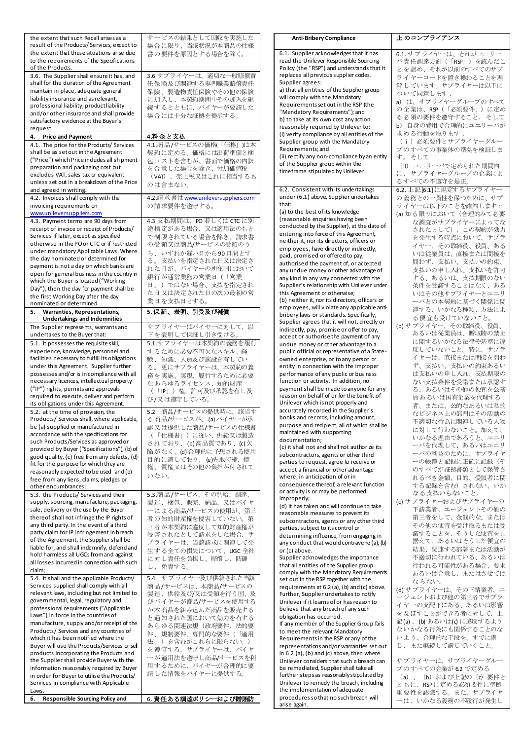| | |
|---|---|
| the extent that such Recall arises as a result of the Products/Services, except to the extent that these situations arise due to the requirements of the Specifications of the Products. | サービスの結果として回収を実施した場合に限り、当該状況が本商品の仕様書の要件を原因とする場合を除く。 |
| 3.6. The Supplier shall ensure it has, and shall for the duration of the Agreement maintain in place, adequate general liability insurance and as relevant, professional liability, product liability and/or other insurance and shall provide satisfactory evidence at the Buyer's request. | 3.6 サプライヤーは、適切な一般賠償責任保険及び関連する専門職業賠償責任保険、製造物責任保険やその他の保険に加入し、本契約期間中その加入を継続するとともに、バイヤーが要請した場合には十分な証拠を提示する。 |
| **4. Price and Payment** | **4.料金と支払** |
| 4.1. The price for the Products/Services shall be as set out in the Agreement ("Price") which Price includes all shipment preparation and packaging cost but excludes VAT, sales tax or equivalent unless set out in a breakdown of the Price and agreed in writing. | 4.1.商品/サービスの価格(「価格」)は本契約に定める。価格には出荷準備と梱包コストを含むが、書面で価格の内訳を合意した場合を除き、付加価値税（VAT）、売上税又はこれに相当するものは含まない。 |
| 4.2. Invoices shall comply with the invoicing requirements on www.unileversuppliers.com | 4.2.請求書はwww.unileversuppliers.comの請求要件を遵守する。 |
| 4.3. Payment terms are 90 days from receipt of invoice or receipt of Products/Services if later, except as specified otherwise in the PO or CTC or if restricted under mandatory Applicable Laws. Where the day nominated or determined for payment is not a day on which banks are open for general business in the country in which the Buyer is located ("Working Day"), then the day for payment shall be the first Working Day after the day nominated or determined. | 4.3 支払期間は、PO 若しくは CTC に別途指定がある場合、又は適用法のもとで制限されている場合を除き、請求書の受領又は商品/サービスの受領のうち、いずれか遅い日から90日間とする。支払いを指定された日又は決定された日が、バイヤーの所在国において銀行が通常業務の営業日（「営業日」）ではない場合、支払を指定された日又は決定された日の次の最初の営業日を支払日とする。 |
| **5. Warranties, Representations, Undertakings and Indemnities** | **5.保証、表明、引受及び補償** |
| The Supplier represents, warrants and undertakes to the Buyer that: | サプライヤーはバイヤーに対して、以下を表明して保証し引き受ける。 |
| 5.1. it possesses the requisite skill, experience, knowledge, personnel and facilities necessary to fulfill its obligations under this Agreement. Supplier further possesses and/or is in compliance with all necessary licences, intellectual property ("IP") rights, permits and approvals required to execute, deliver and perform its obligations under this Agreement. | 5.1.サプライヤーは本契約の義務を履行するために必要不可欠なスキル、経験、知識、人員及び施設を有している。更にサプライヤーは、本契約の義務を実施、実現、履行するために必要なあらゆるライセンス、知的財産（「IP」）権、許可及び承認を有し及び/又は遵守している。 |
| 5.2. at the time of provision, the Products/Services shall, where applicable, be (a) supplied or manufactured in accordance with the specifications for such Products/Services as approved or provided by Buyer ("Specifications"), (b) of good quality, (c) free from any defects, (d) fit for the purpose for which they are reasonably expected to be used and (e) free from any liens, claims, pledges or other encumbrances; | 5.2 商品/サービスの提供時に、該当する商品/サービスが、(a) バイヤーが承認又は提供した商品/サービスの仕様書（「仕様書」）に従い、供給又は製造されており、(b) 商品質であり、(c) 欠陥がなく、(d) 合理的に予想される使用目的に適しており、(e)先取特権、債権、質権又はその他の負担が付されていない。 |
| 5.3. the Products/Services and their supply, sourcing, manufacture, packaging, sale, delivery or the use by the Buyer thereof shall not infringe the IP rights of any third party. In the event of a third party claim for IP infringement in breach of the Agreement, the Supplier shall be liable for, and shall indemnify, defend and hold harmless all UGCs from and against all losses incurred in connection with such claim; | 5.3.商品/サービス、その供給、調達、製造、梱包、販売、納品、又はバイヤーによる商品/サービスの使用が、第三者の知的財産権を侵害していない。第三者が本契約に違反して知的財産権が侵害されたとして請求をした場合、サプライヤーは、当該請求に関連して発生する全ての損失について、UGC 全社に対し責任を負担し、賠償し、防御し、免責する。 |
| 5.4. it shall and the applicable Products/Services supplied shall comply with all relevant laws, including but not limited to governmental, legal, regulatory and professional requirements ("Applicable Laws") in force in the countries of manufacture, supply and/or receipt of the Products/Services and any countries of which it has been notified where the Buyer will use the Products/Services or sell products incorporating the Products and the Supplier shall provide Buyer with the information reasonably required by Buyer in order for Buyer to utilise the Products/Services in compliance with Applicable Laws. | 5.4 サプライヤー及び供給された当該商品/サービスは、本商品/サービスの製造、供給及び/又は受領を行う国、及びバイヤーが商品/サービスを使用するか本商品を組み込んだ商品を販売すると通知された国において効力を有するあらゆる関連法規（政府要件、法的要件、規制要件、専門的な要件（「適用法」）を含むがこれらに限らない。）を遵守する。サプライヤーは、バイヤーが適用法を遵守し商品/サービスを利用するために、バイヤーが合理的に要請した情報をバイヤーに提供する。 |
| **6. Responsible Sourcing Policy and Anti-Bribery Compliance** | **6.責任ある調達ポリシーおよび贈賄防止のコンプライアンス** |
| 6.1. Supplier acknowledges that it has read the Unilever Responsible Sourcing Policy (the "RSP") and understands that it replaces all previous supplier codes. Supplier agrees:<br>a) that all entities of the Supplier group will comply with the Mandatory Requirements set out in the RSP (the "Mandatory Requirements"); and<br>b) to take at its own cost any action reasonably required by Unilever to:<br>(i) verify compliance by all entities of the Supplier group with the Mandatory Requirements; and<br>(ii) rectify any non-compliance by an entity of the Supplier group within the timeframe stipulated by Unilever. | 6.1. サプライヤーは、それがユニリーバ責任調達方針（「RSP」）を読んだことを認め、それが以前のすべてのサプライヤーコードを置き換わることを理解しています。サプライヤーは以下について同意します：<br>a) は、サプライヤーグループのすべての企業は、RSP（「必須要件」）に定める必須の要件を遵守すること。そして<br>b) 自身の費用で合理的にユニリーバが求める行動を取ります：<br>（i）必須要件とサプライヤーグループのすべての事業体の準拠を検証します。そして<br>（ii）ユニリーバで定められた期間内に、サプライヤーグループの企業によるすべての不遵守を是正。 |
| 6.2. Consistent with its undertakings under (6.1) above, Supplier undertakes that:<br>(a) to the best of its knowledge (reasonable enquiries having been conducted by the Supplier), at the date of entering into force of this Agreement, neither it, nor its directors, officers or employees, have directly or indirectly, paid, promised or offered to pay, authorised the payment of, or accepted any undue money or other advantage of any kind in any way connected with the Supplier's relationship with Unilever under this Agreement or otherwise;<br>(b) neither it, nor its directors, officers or employees, will violate any applicable anti-bribery laws or standards. Specifically, Supplier agrees that it will not, directly or indirectly, pay, promise or offer to pay, accept or authorise the payment of any undue money or other advantage to a public official or representative of a State-owned enterprise, or to any person or entity in connection with the improper performance of any public or business function or activity. In addition, no payment shall be made to anyone for any reason on behalf of or for the benefit of Unilever which is not properly and accurately recorded in the Supplier's books and records, including amount, purpose and recipient, all of which shall be maintained with supporting documentation;<br>(c) it shall not and shall not authorize its subcontractors, agents or other third parties to request, agree to receive or accept a financial or other advantage where, in anticipation of or in consequence thereof, a relevant function or activity is or may be performed improperly;<br>(d) it has taken and will continue to take reasonable measures to prevent its subcontractors, agents or any other third parties, subject to its control or determining influence, from engaging in any conduct that would contravene (a), (b) or (c) above.<br>Supplier acknowledges the importance that all entities of the Supplier group comply with the Mandatory Requirements set out in the RSP together with the requirements at 6.2 (a), (b) and (c) above. Further, Supplier undertakes to notify Unilever if it learns of or has reason to believe that any breach of any such obligation has occurred.<br>If any member of the Supplier Group fails to meet the relevant Mandatory Requirements in the RSP or any of the representations and/or warranties set out in 6.2 (a), (b) and (c) above, then where Unilever considers that such a breach can be remedied, Supplier shall take all further steps as reasonably stipulated by Unilever to remedy the breach, including the implementation of adequate procedures so that no such breach will arise again. | 6.2. 上記[6.1]に規定するサプライヤーの義務との一貫性を保つために、サプライヤーは以下のことを確約します：<br>(a) 知る限りにおいて（合理的みて必要な調査がサプライヤーによってなされたとして）、この契約が効力を発生する時点において、サプライヤー、その取締役、役員、あるいは従業員は、直接または間接を問わず、支払い、支払いの約束、支払いの申し入れ、支払を許可する、あるいは、支払期限のない条件を受諾することはなく、あるいはその他サプライヤーとユニリーバとの本契約に基づく関係に関連する、いかなる種類、方法による便宜も受けていないこと。<br>(b) サプライヤー、その取締役、役員、あるいは従業員は、贈収賄の禁止に関するいかなる法律や基準に違反していないこと。特に、サプライヤーは、直接または間接を問わず、支払い、支払いの約束あるいは支払いの申し入れ、支払期限のない支払条件を受諾または承認する、あるいはその他の便宜を公務員あるいは国有企業を代理する者、または、公的なあるいは私的などビジネス上の部門はその活動の不適切な行為に関連している人物に対して行なわないこと。加えて、いかなる理由であろうと、ユニリーバを代理して、あるいはユニリーバの利益のために、サプライヤーの帳簿と記録に正確に記録（そのすべてが証拠書類として保管される金額、目的、受領者に関する記録を含む）されない、いかなる支払いもないこと。<br>(c) サプライヤーおよびサプライヤーの下請業者、エージェントその他の第三者をして、金銭的な、またはその他の便宜を受け取るまたは受諾することを、そうした便宜を見据えて、あるいはそうした便宜の結果、関連する部署または活動が不適切に行われている、あるいは行われる可能性がある場合、要求あるいは合意し、またはさせてはならない。<br>(d) サプライヤーは、その下請業者、エージェントおよび他の第三者でサプライヤーの支配下にある、あるいは影響を及ぼすことができる者に対して、上記(a)、(b) あるいは(c) に違反するようないかなる行為にも関係することのないよう、合理的な手段を、すでに講じ、また継続して講じていくこと。<br>サプライヤーは、サプライヤーグループのすべての企業が 6.2 で定める（a）、（b）および上記の（c）要件とともに、RSP に定める必須要件に準拠重要性を認識する。また、サプライヤーは、いかなる義務の不履行が発生し |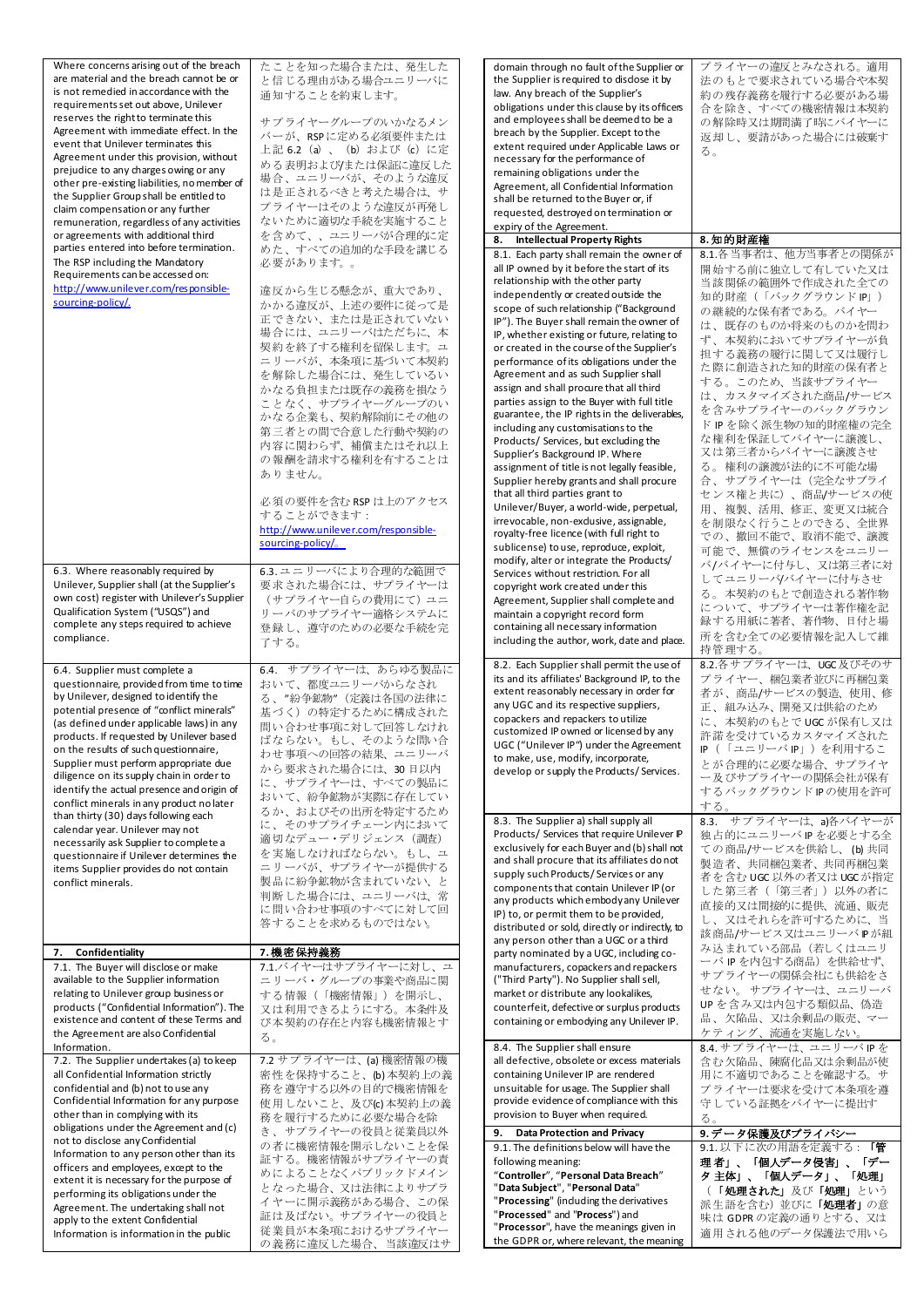| | |
|---|---|
| Where concerns arising out of the breach are material and the breach cannot be or is not remedied in accordance with the requirements set out above, Unilever reserves the right to terminate this Agreement with immediate effect. In the event that Unilever terminates this Agreement under this provision, without prejudice to any charges owing or any other pre-existing liabilities, no member of the Supplier Group shall be entitled to claim compensation or any further remuneration, regardless of any activities or agreements with additional third parties entered into before termination. The RSP including the Mandatory Requirements can be accessed on: http://www.unilever.com/responsible-sourcing-policy/. | たことを知った場合または、発生したと信じる理由がある場合ユニリーバに通知することを約束します。<br><br>サプライヤーグループのいかなるメンバーが、RSP に定める必須要件または上記 6.2（a）、（b）および（c）に定める表明および/または保証に違反した場合、ユニリーバが、そのような違反は是正されるべきと考えた場合は、サプライヤーはそのような違反が再発しないために適切な手続を実施することを含めて、、ユニリーバが合理的に定めた、すべての追加的な手段を講じる必要があります。。<br><br>違反から生じる懸念が、重大であり、かかる違反が、上述の要件に従って是正できない、または是正されていない場合には、ユニリーバはただちに、本契約を終了する権利を留保します。ユニリーバが、本条項に基づいて本契約を解除した場合には、発生しているいかなる負担または既存の義務を損なうことなく、サプライヤーグループのいかなる企業も、契約解除前にその他の第三者との間で合意した行動や契約の内容に関わらず、補償またはそれ以上の報酬を請求する権利を有することはありません。<br><br>必須の要件を含む RSP は上のアクセスすることができます：<br>http://www.unilever.com/responsible-sourcing-policy/. |
| 6.3. Where reasonably required by Unilever, Supplier shall (at the Supplier's own cost) register with Unilever's Supplier Qualification System ("USQS") and complete any steps required to achieve compliance. | 6.3. ユニリーバにより合理的な範囲で要求された場合には、サプライヤーは（サプライヤー自らの費用にて）ユニリーバのサプライヤー適格システムに登録し、遵守のための必要な手続を完了する。 |
| 6.4. Supplier must complete a questionnaire, provided from time to time by Unilever, designed to identify the potential presence of "conflict minerals" (as defined under applicable laws) in any products. If requested by Unilever based on the results of such questionnaire, Supplier must perform appropriate due diligence on its supply chain in order to identify the actual presence and origin of conflict minerals in any product no later than thirty (30) days following each calendar year. Unilever may not necessarily ask Supplier to complete a questionnaire if Unilever determines the items Supplier provides do not contain conflict minerals. | 6.4. サプライヤーは、あらゆる製品において、都度ユニリーバからなされる、"紛争鉱物"（定義は各国の法律に基づく）の特定するために構成された問い合わせ事項に対して回答しなければならない。もし、そのような問い合わせ事項への回答の結果、ユニリーバから要求された場合には、30 日以内に、サプライヤーは、すべての製品において、紛争鉱物が実際に存在しているか、およびその出所を特定するために、そのサプライチェーン内において適切なデュー・デリジェンス（調査）を実施しなければならない。もし、ユニリーバが、サプライヤーが提供する製品に紛争鉱物が含まれていない、と判断した場合には、ユニリーバは、常に問い合わせ事項のすべてに対して回答することを求めるものではない。 |
| **7. Confidentiality** | **7.機密保持義務** |
| 7.1. The Buyer will disclose or make available to the Supplier information relating to Unilever group business or products ("Confidential Information"). The existence and content of these Terms and the Agreement are also Confidential Information. | 7.1.バイヤーはサプライヤーに対し、ユニリーバ・グループの事業や商品に関する情報（「機密情報」）を開示し、又は利用できるようにする。本条件及び本契約の存在と内容も機密情報とする。 |
| 7.2. The Supplier undertakes (a) to keep all Confidential Information strictly confidential and (b) not to use any Confidential Information for any purpose other than in complying with its obligations under the Agreement and (c) not to disclose any Confidential Information to any person other than its officers and employees, except to the extent it is necessary for the purpose of performing its obligations under the Agreement. The undertaking shall not apply to the extent Confidential Information is information in the public domain through no fault of the Supplier or the Supplier is required to disclose it by law. Any breach of the Supplier's obligations under this clause by its officers and employees shall be deemed to be a breach by the Supplier. Except to the extent required under Applicable Laws or necessary for the performance of remaining obligations under the Agreement, all Confidential Information shall be returned to the Buyer or, if requested, destroyed on termination or expiry of the Agreement. | 7.2 サプライヤーは、(a) 機密情報の機密性を保持すること、(b) 本契約上の義務を遵守する以外の目的で機密情報を使用しないこと、及び(c) 本契約上の義務を履行するために必要な場合を除き、サプライヤーの役員と従業員以外の者に機密情報を開示しないことを保証する。機密情報がサプライヤーの責めによることなくパブリックドメインとなった場合、又は法律によりサプライヤーに開示義務がある場合、この保証は及ばない。サプライヤーの役員と従業員が本条項におけるサプライヤーの義務に違反した場合、当該違反はサプライヤーの違反とみなされる。適用法のもとで要求されている場合や本契約の残存義務を履行する必要がある場合を除き、すべての機密情報は本契約の解除時又は期間満了時にバイヤーに返却し、要請があった場合には破棄する。 |
| **8. Intellectual Property Rights** | **8.知的財産権** |
| 8.1. Each party shall remain the owner of all IP owned by it before the start of its relationship with the other party independently or created outside the scope of such relationship ("Background IP"). The Buyer shall remain the owner of IP, whether existing or future, relating to or created in the course of the Supplier's performance of its obligations under the Agreement and as such Supplier shall assign and shall procure that all third parties assign to the Buyer with full title guarantee, the IP rights in the deliverables, including any customisations to the Products/ Services, but excluding the Supplier's Background IP. Where assignment of title is not legally feasible, Supplier hereby grants and shall procure that all third parties grant to Unilever/Buyer, a world-wide, perpetual, irrevocable, non-exclusive, assignable, royalty-free licence (with full right to sublicense) to use, reproduce, exploit, modify, alter or integrate the Products/ Services without restriction. For all copyright work created under this Agreement, Supplier shall complete and maintain a copyright record form containing all necessary information including the author, work, date and place. | 8.1.各当事者は、他方当事者との関係が開始する前に独立して有していた又は当該関係の範囲外で作成された全ての知的財産（「バックグラウンド IP」）の継続的な保有者である。バイヤーは、既存のものか将来のものかを問わず、本契約においてサプライヤーが負担する義務の履行に関して又は履行した際に創造された知的財産の保有者とする。このため、当該サプライヤーは、カスタマイズされた商品/サービスを含みサプライヤーのバックグラウンド IP を除く派生物の知的財産権の完全な権利を保証してバイヤーに譲渡し、又は第三者からバイヤーに譲渡させる。権利の譲渡が法的に不可能な場合、サプライヤーは（完全なサブライセンス権と共に）、商品/サービスの使用、複製、活用、修正、変更又は統合を制限なく行うことのできる、全世界での、撤回不能で、取消不能で、譲渡可能で、無償のライセンスをユニリーバ/バイヤーに付与し、又は第三者に対してユニリーバ/バイヤーに付与させる。本契約のもとで創造される著作物について、サプライヤーは著作権を記録する用紙に著者、著作物、日付と場所を含む全ての必要情報を記入して維持管理する。 |
| 8.2. Each Supplier shall permit the use of its and its affiliates' Background IP, to the extent reasonably necessary in order for any UGC and its respective suppliers, copackers and repackers to utilize customized IP owned or licensed by any UGC ("Unilever IP") under the Agreement to make, use, modify, incorporate, develop or supply the Products/ Services. | 8.2.各サプライヤーは、UGC 及びそのサプライヤー、梱包業者並びに再梱包業者が、商品/サービスの製造、使用、修正、組み込み、開発又は供給のために、本契約のもとで UGC が保有し又は許諾を受けているカスタマイズされた IP（「ユニリーバ IP」）を利用することが合理的に必要な場合、サプライヤー及びサプライヤーの関係会社が保有するバックグラウンド IP の使用を許可する。 |
| 8.3. The Supplier a) shall supply all Products/ Services that require Unilever IP exclusively for each Buyer and (b) shall not and shall not procure that its affiliates do not supply such Products/ Services or any components that contain Unilever IP (or any products which embody any Unilever IP) to, or permit them to be provided, distributed or sold, directly or indirectly, to any person other than a UGC or a third party nominated by a UGC, including co-manufacturers, copackers and repackers ("Third Party"). No Supplier shall sell, market or distribute any lookalikes, counterfeit, defective or surplus products containing or embodying any Unilever IP. | 8.3. サプライヤーは、a)各バイヤーが独占的にユニリーバ IP を必要とする全ての商品/サービスを供給し、(b) 共同製造者、共同梱包業者、共同再梱包業者を含む UGC 以外の者又は UGC が指定した第三者（「第三者」）以外の者に直接的又は間接的に提供、流通、販売し、又はそれらを許可するために、当該商品/サービス又はユニリーバ IP が組み込まれている部品（若しくはユニリーバ IP を内包する商品）を供給せず、サプライヤーの関係会社にも供給をさせない。サプライヤーは、ユニリーバ UP を含み又は内包する類似品、偽造品、欠陥品、又は余剰品の販売、マーケティング、流通を実施しない。 |
| 8.4. The Supplier shall ensure all defective, obsolete or excess materials containing Unilever IP are rendered unsuitable for usage. The Supplier shall provide evidence of compliance with this provision to Buyer when required. | 8.4.サプライヤーは、ユニリーバ IP を含む欠陥品、陳腐化品又は余剰品が使用に不適切であることを確認する。サプライヤーは要求を受けて本条項を遵守している証拠をバイヤーに提出する。 |
| **9. Data Protection and Privacy** | **9.データ保護及びプライバシー** |
| 9.1. The definitions below will have the following meaning:<br>"**Controller**", "**Personal Data Breach**" "**Data Subject**", "**Personal Data**" "**Processing**" (including the derivatives "**Processed**" and "**Process**") and "**Processor**", have the meanings given in the GDPR or, where relevant, the meaning | 9.1. 以下に次の用語を定義する：「**管理者**」、「**個人データ侵害**」、「**データ主体**」、「**個人データ**」、「**処理**」（「**処理された**」及び「**処理**」という派生語を含む）並びに「**処理者**」の意味は GDPR の定義の通りとする、又は適用される他のデータ保護法で用いら |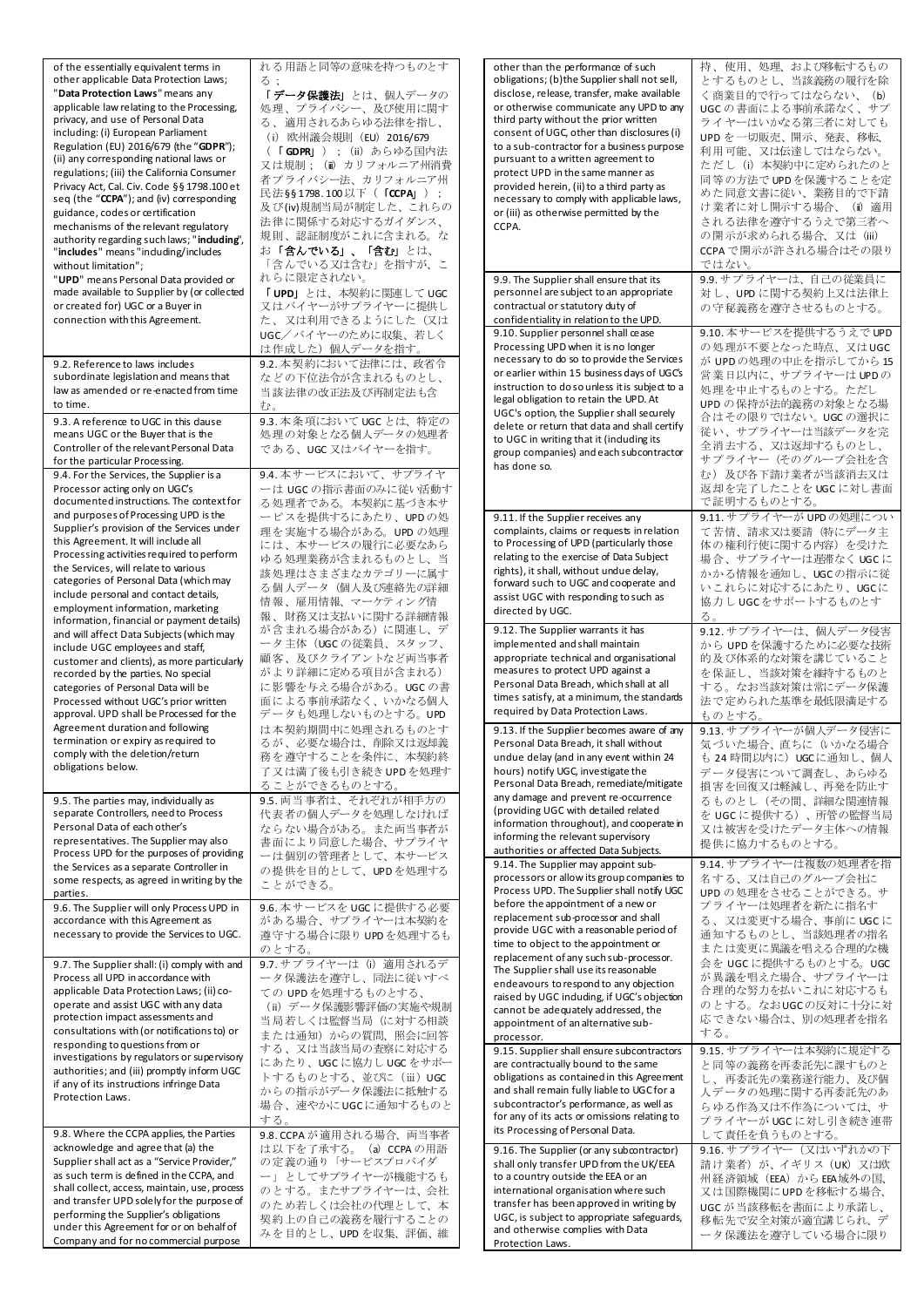| | |
|---|---|
| of the essentially equivalent terms in other applicable Data Protection Laws;<br>"**Data Protection Laws**" means any applicable law relating to the Processing, privacy, and use of Personal Data including: (i) European Parliament Regulation (EU) 2016/679 (the "**GDPR**"); (ii) any corresponding national laws or regulations; (iii) the California Consumer Privacy Act, Cal. Civ. Code §§1798.100 et seq (the "**CCPA**"); and (iv) corresponding guidance, codes or certification mechanisms of the relevant regulatory authority regarding such laws; "**including**", "**includes**" means "including/includes without limitation";<br>"**UPD**" means Personal Data provided or made available to Supplier by (or collected or created for) UGC or a Buyer in connection with this Agreement. | れる用語と同等の意味を持つものとする；<br>「**データ保護法**」とは、個人データの処理、プライバシー、及び使用に関する、適用されるあらゆる法律を指し、（i）欧州議会規則（EU）2016/679（「**GDPR**」）；（ii）あらゆる国内法又は規則；（iii）カリフォルニア州消費者プライバシー法、カリフォルニア州民法§§1798.100以下（「**CCPA**」）；及び(iv)規制当局が制定した、これらの法律に関係する対応するガイダンス、規則、認証制度がこれに含まれる。なお「**含んでいる**」、「**含む**」とは、「含んでいる又は含む」を指すが、これらに限定されない。<br>「**UPD**」とは、本契約に関連して UGC 又はバイヤーがサプライヤーに提供した、又は利用できるようにした（又はUGC／バイヤーのために収集、若しくは作成した）個人データを指す。 |
| 9.2. Reference to laws includes subordinate legislation and means that law as amended or re-enacted from time to time. | 9.2. 本契約において法律には、政省令などの下位法令が含まれるものとし、当該法律の改正法及び再制定法を含む。 |
| 9.3. A reference to UGC in this clause means UGC or the Buyer that is the Controller of the relevant Personal Data for the particular Processing. | 9.3. 本条項において UGC とは、特定の処理の対象となる個人データの処理者である、UGC 又はバイヤーを指す。 |
| 9.4. For the Services, the Supplier is a Processor acting only on UGC's documented instructions. The context for and purposes of Processing UPD is the Supplier's provision of the Services under this Agreement. It will include all Processing activities required to perform the Services, will relate to various categories of Personal Data (which may include personal and contact details, employment information, marketing information, financial or payment details) and will affect Data Subjects (which may include UGC employees and staff, customer and clients), as more particularly recorded by the parties. No special categories of Personal Data will be Processed without UGC's prior written approval. UPD shall be Processed for the Agreement duration and following termination or expiry as required to comply with the deletion/return obligations below. | 9.4. 本サービスにおいて、サプライヤーは UGC の指示書面のみに従い活動する処理者である。本契約に基づき本サービスを提供するにあたり、UPD の処理を実施する場合がある。UPD の処理には、本サービスの履行に従わなければならないあらゆる処理業務が含まれるものとし、当該処理はさまざまなカテゴリーに属する個人データ（個人及び連絡先の詳細情報、雇用情報、マーケティング情報、財務又は支払いに関する詳細情報が含まれる場合がある）に関連し、データ主体（UGC の従業員、スタッフ、顧客、及びクライアントなど両当事者がより詳細に定める項目が含まれる）に影響を与える場合がある。UGC の書面による事前承諾なく、いかなる個人データも処理しないものとする。UPD は本契約期間中に処理されるものとするが、必要な場合は、削除又は返却義務を遵守することを条件に、本契約終了又は満了後も引き続き UPD を処理することができるものとする。 |
| 9.5. The parties may, individually as separate Controllers, need to Process Personal Data of each other's representatives. The Supplier may also Process UPD for the purposes of providing the Services as a separate Controller in some respects, as agreed in writing by the parties. | 9.5. 両当事者は、それぞれが相手方の代表者の個人データを処理しなければならない場合がある。また両当事者が書面により同意した場合、サプライヤーは個別の管理者として、本サービスの提供を目的として、UPD を処理することができる。 |
| 9.6. The Supplier will only Process UPD in accordance with this Agreement as necessary to provide the Services to UGC. | 9.6. 本サービスを UGC に提供する必要がある場合、サプライヤーは本契約を遵守する場合に限り UPD を処理するものとする。 |
| 9.7. The Supplier shall: (i) comply with and Process all UPD in accordance with applicable Data Protection Laws; (ii) co-operate and assist UGC with any data protection impact assessments and consultations with (or notifications to) or responding to questions from or investigations by regulators or supervisory authorities; and (iii) promptly inform UGC if any of its instructions infringe Data Protection Laws. | 9.7. サプライヤーは（i）適用されるデータ保護法を遵守し、同法に従いすべての UPD を処理するものとする、（ii）データ保護影響評価の実施や規制当局又は監督当局（に対する相談または通知）からの質問、照会に回答する、又は当該当局の査察に対応するにあたり、UGC に協力し UGC をサポートするものとする、並びに（iii）UGC からの指示がデータ保護法に抵触する場合、速やかに UGC に通知するものとする。 |
| 9.8. Where the CCPA applies, the Parties acknowledge and agree that (a) the Supplier shall act as a "Service Provider," as such term is defined in the CCPA, and shall collect, access, maintain, use, process and transfer UPD solely for the purpose of performing the Supplier's obligations under this Agreement for or on behalf of Company and for no commercial purpose other than the performance of such obligations; (b)the Supplier shall not sell, disclose, release, transfer, make available or otherwise communicate any UPD to any third party without the prior written consent of UGC, other than disclosures (i) to a sub-contractor for a business purpose pursuant to a written agreement to protect UPD in the same manner as provided herein, (ii) to a third party as necessary to comply with applicable laws, or (iii) as otherwise permitted by the CCPA. | 9.8. CCPA が適用される場合、両当事者は以下を了承する。（a）CCPA の用語の定義の通り「サービスプロバイダー」としてサプライヤーが機能するものとする。またサプライヤーは、会社のため若しくは会社の代理として、本契約上の自己の義務を履行することのみを目的とし、UPD を収集、評価、維持、使用、処理、および移転するものとするものとし、当該義務の履行を除く商業目的で行ってはならない、（b）UGC の書面による事前承諾なく、サプライヤーはいかなる第三者に対しても UPD を一切販売、開示、発表、移転、利用可能、又は伝達してはならない。ただし（i）本契約中に定められたのと同等の方法で UPD を保護することを定めた同意文書に従い、業務目的で下請け業者に対し開示する場合、（ii）適用される法律を遵守するうえで第三者への開示が求められる場合、又は（iii）CCPA で開示が許される場合はその限りではない。 |
| 9.9. The Supplier shall ensure that its personnel are subject to an appropriate contractual or statutory duty of confidentiality in relation to the UPD. | 9.9. サプライヤーは、自己の従業員に対し、UPD に関する契約上又は法律上の守秘義務を遵守させるものとする。 |
| 9.10. Supplier personnel shall cease Processing UPD when it is no longer necessary to do so to provide the Services or earlier within 15 business days of UGC's instruction to do so unless it is subject to a legal obligation to retain the UPD. At UGC's option, the Supplier shall securely delete or return that data and shall certify to UGC in writing that it (including its group companies) and each subcontractor has done so. | 9.10. 本サービスを提供するうえで UPD の処理が不要となった時点、又は UGC が UPD の処理の中止を指示してから 15 営業日以内に、サプライヤーは UPD の処理を中止するものとする。ただし UPD の保持が法的義務の対象となる場合はその限りではない。UGC の選択に従い、サプライヤーは当該データを完全消去する、又は返却するものとし、サプライヤー（そのグループ会社を含む）及び各下請け業者が当該消去又は返却を完了したことを UGC に対し書面で証明するものとする。 |
| 9.11. If the Supplier receives any complaints, claims or requests in relation to Processing of UPD (particularly those relating to the exercise of Data Subject rights), it shall, without undue delay, forward such to UGC and cooperate and assist UGC with responding to such as directed by UGC. | 9.11. サプライヤーが UPD の処理について苦情、請求又は要請（特にデータ主体の権利行使に関する内容）を受けた場合、サプライヤーは遅滞なく UGC にかかる情報を通知し、UGC の指示に従いこれらに対応するにあたり、UGC に協力し UGC をサポートするものとする。 |
| 9.12. The Supplier warrants it has implemented and shall maintain appropriate technical and organisational measures to protect UPD against a Personal Data Breach, which shall at all times satisfy, at a minimum, the standards required by Data Protection Laws. | 9.12. サプライヤーは、個人データ侵害から UPD を保護するために必要な技術的及び体系的な対策を講じていることを保証し、当該対策を維持するものとする。なお当該対策は常にデータ保護法で定められた基準を最低限満足するものとする。 |
| 9.13. If the Supplier becomes aware of any Personal Data Breach, it shall without undue delay (and in any event within 24 hours) notify UGC, investigate the Personal Data Breach, remediate/mitigate any damage and prevent re-occurrence (providing UGC with detailed related information throughout), and cooperate in informing the relevant supervisory authorities or affected Data Subjects. | 9.13. サプライヤーが個人データ侵害に気づいた場合、直ちに（いかなる場合も 24 時間以内に）UGC に通知し、個人データ侵害について調査し、あらゆる損害を回復又は軽減し、再発を防止するものとし（その間、詳細な関連情報を UGC に提供する）、所管の監督当局又は被害を受けたデータ主体への情報提供に協力するものとする。 |
| 9.14. The Supplier may appoint sub-processors or allow its group companies to Process UPD. The Supplier shall notify UGC before the appointment of a new or replacement sub-processor and shall provide UGC with a reasonable period of time to object to the appointment or replacement of any such sub-processor. The Supplier shall use its reasonable endeavours to respond to any objection raised by UGC including, if UGC's objection cannot be adequately addressed, the appointment of an alternative sub-processor. | 9.14. サプライヤーは複数の処理者を指名する、又は自己のグループ会社に UPD の処理をさせることができる。サプライヤーは処理者を新たに指名する、又は変更する場合、事前に UGC に通知するものとし、当該処理者の指名または変更に異議を唱える合理的な機会を UGC に提供するものとする。UGC が異議を唱えた場合、サプライヤーは合理的な努力を払いこれに対応するものとする。なお UGC の反対に十分に対応できない場合は、別の処理者を指名する。 |
| 9.15. Supplier shall ensure subcontractors are contractually bound to the same obligations as contained in this Agreement and shall remain fully liable to UGC for a subcontractor's performance, as well as for any of its acts or omissions relating to its Processing of Personal Data. | 9.15. サプライヤーは本契約に規定すると同等の義務を再委託先に課すものとし、再委託先の業務遂行能力、及び個人データの処理に関する再委託先のあらゆる作為又は不作為については、サプライヤーが UGC に対し引き続き連帯して責任を負うものとする。 |
| 9.16. The Supplier (or any subcontractor) shall only transfer UPD from the UK/EEA to a country outside the EEA or an international organisation where such transfer has been approved in writing by UGC, is subject to appropriate safeguards, and otherwise complies with Data Protection Laws. | 9.16. サプライヤー（又はいずれかの下請け業者）が、イギリス（UK）又は欧州経済領域（EEA）から EEA 域外の国、又は国際機関に UPD を移転する場合、UGC が当該移転を書面により承諾し、移転先で安全対策が適宜講じられ、データ保護法を遵守している場合に限り |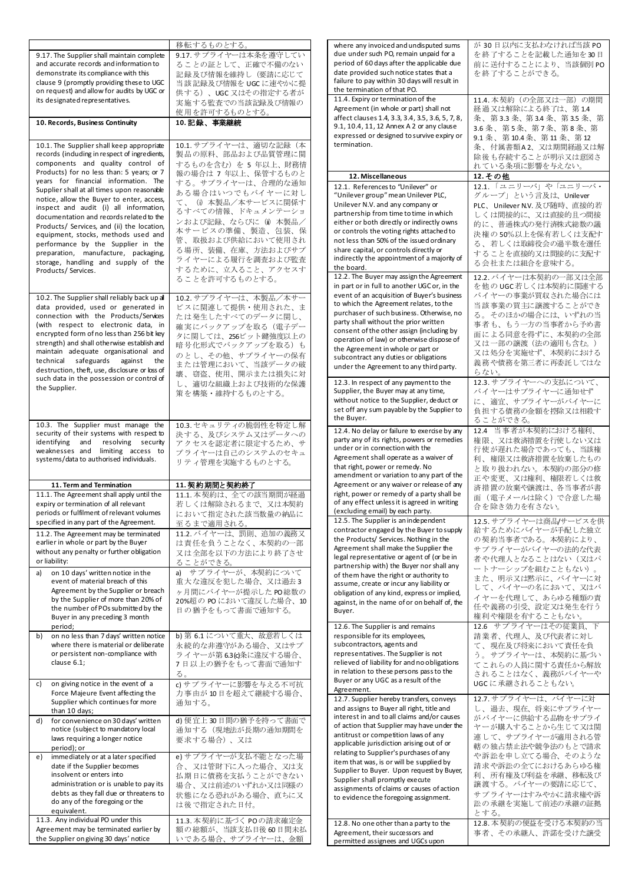| | 移転するものとする。 |
|---|---|
| 9.17. The Supplier shall maintain complete and accurate records and information to demonstrate its compliance with this clause 9 (promptly providing these to UGC on request) and allow for audits by UGC or its designated representatives. | 9.17. サプライヤーは本条を遵守していることの証として、正確で不備のない記録及び情報を維持し（要請に応じて当該記録及び情報を UGC に速やかに提供する）、UGC 又はその指定する者が実施する監査での当該記録及び情報の使用を許可するものとする。 |
| **10. Records, Business Continuity** | **10. 記録、事業継続** |
| 10.1. The Supplier shall keep appropriate records (including in respect of ingredients, components and quality control of Products) for no less than: 5 years; or 7 years for financial information. The Supplier shall at all times upon reasonable notice, allow the Buyer to enter, access, inspect and audit (i) all information, documentation and records related to the Products/ Services, and (ii) the location, equipment, stocks, methods used and performance by the Supplier in the preparation, manufacture, packaging, storage, handling and supply of the Products/ Services. | 10.1. サプライヤーは、適切な記録（本製品の原料、部品および品質管理に関するものを含む）を 5 年以上、財務情報の場合は 7 年以上、保管するものとする。サプライヤーは、合理的な通知ある場合はいつでもバイヤーに対して、 (i) 本製品／本サービスに関係するすべての情報、ドキュメンテーションおよび記録、ならびに (ii) 本製品／本サービスの準備、製造、包装、保管、取扱および供給において使用される場所、装備、在庫、方法およびサプライヤーによる履行を調査および監査するために、立入ること、アクセスすることを許可するものとする。 |
| 10.2. The Supplier shall reliably back up all data provided, used or generated in connection with the Products/Services (with respect to electronic data, in encrypted form of no less than 256 bit key strength) and shall otherwise establish and maintain adequate organisational and technical safeguards against the destruction, theft, use, disclosure or loss of such data in the possession or control of the Supplier. | 10.2. サプライヤーは、本製品／本サービスに関連して提供・使用された、または発生したすべてのデータに関し、確実にバックアップを取る（電子データに関しては、256ビット鍵強度以上の暗号化形式でバックアップを取る）ものとし、その他、サプライヤーの保有または管理において、当該データの破壊、窃盗、使用、開示または損失に対し、適切な組織上および技術的な保護策を構築・維持するものとする。 |
| 10.3. The Supplier must manage the security of their systems with respect to identifying and resolving security weaknesses and limiting access to systems/data to authorised individuals. | 10.3. セキュリティの脆弱性を特定し解決する、及びシステム又はデータへのアクセスを認定者に限定するため、サプライヤーは自己のシステムのセキュリティ管理を実施するものとする。 |
| **11. Term and Termination** | **11. 契約期間と契約終了** |
| 11.1. The Agreement shall apply until the expiry or termination of all relevant periods or fulfilment of relevant volumes specified in any part of the Agreement. | 11.1. 本契約は、全ての該当期間が経過若しくは解除されるまで、又は本契約において指定された該当数量の納品に至るまで適用される。 |
| 11.2. The Agreement may be terminated earlier in whole or part by the Buyer without any penalty or further obligation or liability: | 11.2. バイヤーは、罰則、追加の義務又は責任を負うことなく、本契約の一部又は全部を以下の方法により終了させることができる。 |
| a) on 10 days' written notice in the event of material breach of this Agreement by the Supplier or breach by the Supplier of more than 20% of the number of POs submitted by the Buyer in any preceding 3 month period; | a) サプライヤーが、本契約について重大な違反を犯した場合、又は過去 3 ヶ月間にバイヤーが提示した PO 総数の 20%超の PO において違反した場合、10 日の猶予をもって書面で通知する。 |
| b) on no less than 7 days' written notice where there is material or deliberate or persistent non-compliance with clause 6.1; | b) 第 6.1 について重大、故意若しくは永続的な非遵守がある場合、又はサプライヤーが第 6.3(c)条に違反する場合、7 日以上の猶予をもって書面で通知する。 |
| c) on giving notice in the event of a Force Majeure Event affecting the Supplier which continues for more than 10 days; | c) サプライヤーに影響を与える不可抗力事由が 10 日を超えて継続する場合、通知する。 |
| d) for convenience on 30 days' written notice (subject to mandatory local laws requiring a longer notice period); or | d) 便宜上 30 日間の猶予を持って書面で通知する（現地法が長期の通知期間を要求する場合）、又は |
| e) immediately or at a later specified date if the Supplier becomes insolvent or enters into administration or is unable to pay its debts as they fall due or threatens to do any of the foregoing or the equivalent. | e) サプライヤーが支払不能となった場合、又は管財下に入った場合、又は支払期日に債務を支払うことができない場合、又は前述のいずれか又は同様の状態になる恐れがある場合、直ちに又は後で指定された日付。 |
| 11.3. Any individual PO under this Agreement may be terminated earlier by the Supplier on giving 30 days' notice where any invoiced and undisputed sums due under such PO, remain unpaid for a period of 60 days after the applicable due date provided such notice states that a failure to pay within 30 days will result in the termination of that PO. | 11.3. 本契約に基づく PO の請求確定金額の総額が、当該支払日後 60 日間未払いである場合、サプライヤーは、金額が 30 日以内に支払わなければ当該 PO を終了することを記載した通知を 30 日前に送付することにより、当該個別 PO を終了することができる。 |
| 11.4. Expiry or termination of the Agreement (in whole or part) shall not affect clauses 1.4, 3.3, 3.4, 3.5, 3.6, 5, 7, 8, 9.1, 10.4, 11, 12 Annex A 2 or any clause expressed or designed to survive expiry or termination. | 11.4. 本契約（の全部又は一部）の期間経過又は解除による終了は、第 1.4 条、第 3.3 条、第 3.4 条、第 3.5 条、第 3.6 条、第 5 条、第 7 条、第 8 条、第 9.1 条、第 10.4 条、第 11 条、第 12 条、付属書類 A 2、又は期間経過又は解除後も存続することが明示又は意図されている条項に影響を与えない。 |
| **12. Miscellaneous** | **12. その他** |
| 12.1. References to "Unilever" or "Unilever group" mean Unilever PLC, Unilever N.V. and any company or partnership from time to time in which either or both directly or indirectly owns or controls the voting rights attached to not less than 50% of the issued ordinary share capital, or controls directly or indirectly the appointment of a majority of the board. | 12.1. 「ユニリーバ」や「ユニリーバ・グループ」という言及は、Unilever PLC、Unilever N.V. 及び随時、直接的若しくは間接的に、又は直接的且つ間接的に、普通株式の発行済株式総数の議決権の 50%以上を保有若しくは支配する、若しくは取締役会の過半数を選任することを直接的又は間接的に支配する会社または組合を意味する。 |
| 12.2. The Buyer may assign the Agreement in part or in full to another UGC or, in the event of an acquisition of Buyer's business to which the Agreement relates, to the purchaser of such business. Otherwise, no party shall without the prior written consent of the other assign (including by operation of law) or otherwise dispose of the Agreement in whole or part or subcontract any duties or obligations under the Agreement to any third party. | 12.2. バイヤーは本契約の一部又は全部を他の UGC 若しくは本契約に関連するバイヤーの事業が買収された場合には当該事業の買主に譲渡することができる。そのほか場合には、いずれの当事者も、もう一方の当事者から予め書面による同意を得ずに、本契約の全部又は一部の譲渡（法の適用も含む。）又は処分を実施せず、本契約における義務や債務を第三者に再委託してはならない。 |
| 12.3. In respect of any payment to the Supplier, the Buyer may at any time, without notice to the Supplier, deduct or set off any sum payable by the Supplier to the Buyer. | 12.3. サプライヤーへの支払について、バイヤーはサプライヤーに通知せずに、適宜、サプライヤーがバイヤーに負担する債務の金額を控除又は相殺することができる。 |
| 12.4. No delay or failure to exercise by any party of its rights, powers or remedies under or in connection with the Agreement shall operate as a waiver of that right, power or remedy. No amendment or variation to any part of the Agreement or any waiver or release of any right, power or remedy of a party shall be of any effect unless it is agreed in writing (excluding email) by each party. | 12.4 当事者が本契約における権利、権限、又は救済措置を行使しない又は行使が遅れた場合であっても、当該権利、権限又は救済措置を放棄したものと取り扱われない。本契約の部分の修正や変更、又は権利、権限若しくは救済措置の放棄や譲渡は、各当事者が書面（電子メールは除く）で合意した場合を除き効力を有さない。 |
| 12.5. The Supplier is an independent contractor engaged by the Buyer to supply the Products/ Services. Nothing in the Agreement shall make the Supplier the legal representative or agent of (or be in partnership with) the Buyer nor shall any of them have the right or authority to assume, create or incur any liability or obligation of any kind, express or implied, against, in the name of or on behalf of, the Buyer. | 12.5. サプライヤーは商品/サービスを供給するためにバイヤーが手配した独立の契約当事者である。本契約により、サプライヤーがバイヤーの法的な代表者や代理人となることはない（又はパートナーシップを組むこともない）。また、明示又は黙示に、バイヤーに対して、バイヤーの名において、又はバイヤーを代理して、あらゆる種類の責任や義務の引受、設定又は発生を行う権利や権限を有することもない。 |
| 12.6. The Supplier is and remains responsible for its employees, subcontractors, agents and representatives. The Supplier is not relieved of liability for and no obligations in relation to these persons pass to the Buyer or any UGC as a result of the Agreement. | 12.6 サプライヤーはその従業員、下請業者、代理人、及び代表者に対して、現在及び将来において責任を負う。サプライヤーは、本契約に基づいてこれらの人員に関する責任から解放されることはなく、義務がバイヤーや UGC に承継されることもない。 |
| 12.7. Supplier hereby transfers, conveys and assigns to Buyer all right, title and interest in and to all claims and/or causes of action that Supplier may have under the antitrust or competition laws of any applicable jurisdiction arising out of or relating to Supplier's purchases of any item that was, is or will be supplied by Supplier to Buyer. Upon request by Buyer, Supplier shall promptly execute assignments of claims or causes of action to evidence the foregoing assignment. | 12.7. サプライヤーは、バイヤーに対し、過去、現在、将来にサプライヤーがバイヤーに供給する品物をサプライヤーが購入することから生じて又は関連して、サプライヤーが適用される管轄の独占禁止法や競争法のもとで請求や訴訟を申し立てる場合、そのような請求や訴訟の全てにおけるあらゆる権利、所有権及び利益を承継、移転及び譲渡する。バイヤーの要請に応じて、サプライヤーはすみやかに請求権や訴訟の承継を実施して前述の承継の証拠とする。 |
| 12.8. No one other than a party to the Agreement, their successors and permitted assignees and UGCs upon | 12.8. 本契約の便益を受ける本契約の当事者、その承継人、許諾を受けた譲受 |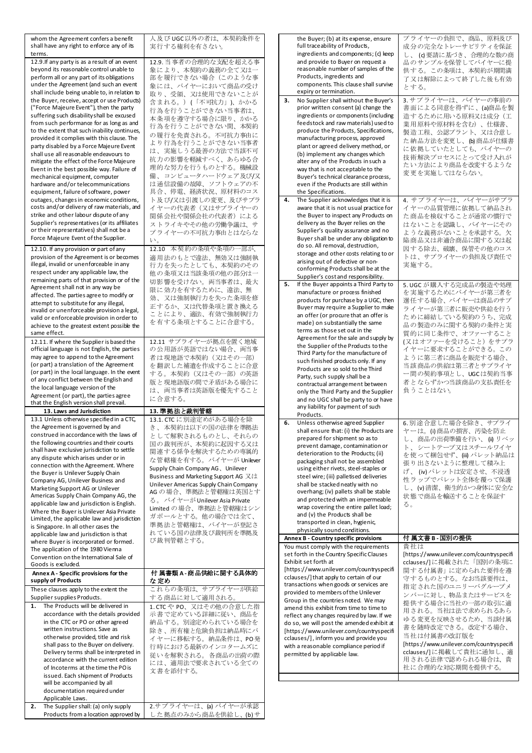| | |
|---|---|
| whom the Agreement confers a benefit shall have any right to enforce any of its terms. | 人及びUGC以外の者は、本契約条件を実行する権利を有さない。 |
| 12.9.If any party is as a result of an event beyond its reasonable control unable to perform all or any part of its obligations under the Agreement (and such an event shall include being unable to, in relation to the Buyer, receive, accept or use Products) ("Force Majeure Event"), then the party suffering such disability shall be excused from such performance for as long as and to the extent that such inability continues, provided it complies with this clause. The party disabled by a Force Majeure Event shall use all reasonable endeavours to mitigate the effect of the Force Majeure Event in the best possible way. Failure of mechanical equipment, computer hardware and/or telecommunications equipment, failure of software, power outages, changes in economic conditions, costs and/or delivery of raw materials, and strike and other labour dispute of any Supplier's representatives (or its affiliates or their representatives) shall not be a Force Majeure Event of the Supplier. | 12.9. 当事者の合理的な支配を超える事象により、本契約の義務の全て又は一部を履行できない場合（このような事象には、バイヤーにおいて商品の受け取り、受領、又は使用できないことが含まれる。）（「不可抗力」）、かかる行為を行うことができない当事者は、本条項を遵守する場合に限り、かかる行為を行うことができない間、本契約の履行を免責される。不可抗力事由により行為を行うことができない当事者は、実施しうる最善の方法で当該不可抗力の影響を軽減すべく、あらゆる合理的な努力を行うものとする。機械設備、コンピュータハードウェア及び/又は通信設備の故障、ソフトウェアの不具合、停電、経済状況、原材料のコスト及び/又は引渡しの変更、及びサプライヤーの代表者（又はサプライヤーの関係会社や関係会社の代表者）によるストライキやその他の労働争議は、サプライヤーの不可抗力事由とはならない。 |
| 12.10. If any provision or part of any provision of the Agreement is or becomes illegal, invalid or unenforceable in any respect under any applicable law, the remaining parts of that provision or of the Agreement shall not in any way be affected. The parties agree to modify or attempt to substitute for any illegal, invalid or unenforceable provision a legal, valid or enforceable provision in order to achieve to the greatest extent possible the same effect. | 12.10 本契約の条項や条項の一部が、適用法のもとで違法、無効又は強制執行力を失ったとしても、本契約のその他の条項又は当該条項の他の部分は一切影響を受けない。両当事者は、最大限に効力を有するために、違法、無効、又は強制執行力を失った条項を修正するか、又は代替条項と置き換えることにより、適法、有効で強制執行力を有する条項とすることに合意する。 |
| 12.11. If where the Supplier is based the official language is not English, the parties may agree to append to the Agreement (or part) a translation of the Agreement (or part) in the local language. In the event of any conflict between the English and the local language version of the Agreement (or part), the parties agree that the English version shall prevail. | 12.11 サプライヤーが拠点を置く地域の公用語が英語ではない場合、両当事者は現地語で本契約（又はその一部）を翻訳した補遺を作成することに合意する。本契約（又はその一部）の英語版と現地語版の間で矛盾がある場合には、両当事者は英語版を優先することに合意する。 |
| **13. Laws and Jurisdiction** | **13. 準拠法と裁判管轄** |
| 13.1 Unless otherwise specified in a CTC, the Agreement is governed by and construed in accordance with the laws of the following countries and their courts shall have exclusive jurisdiction to settle any dispute which arises under or in connection with the Agreement. Where the Buyer is Unilever Supply Chain Company AG, Unilever Business and Marketing Support AG or Unilever Americas Supply Chain Company AG, the applicable law and jurisdiction is English. Where the Buyer is Unilever Asia Private Limited, the applicable law and jurisdiction is Singapore. In all other cases the applicable law and jurisdiction is that where Buyer is incorporated or formed. The application of the 1980 Vienna Convention on the International Sale of Goods is excluded. | 13.1. CTC に別途定めがある場合を除き、本契約は以下の国の法律を準拠法として解釈されるものとし、それらの国の裁判所が、本契約に起因する又は関連する係争を解決するための専属的な管轄権を有する。バイヤーが Unilever Supply Chain Company AG、Unilever Business and Marketing Support AG 又は Unilever Americas Supply Chain Company AG の場合、準拠法と管轄権は英国とする。バイヤーが Unilever Asia Private Limited の場合、準拠法と管轄権はシンガポールとする。他の場合では全て、準拠法と管轄権は、バイヤーが登記されている国の法律及び裁判所を準拠及び裁判管轄とする。 |
| **Annex A - Specific provisions for the supply of Products** | **付属書類 A - 商品供給に関する具体的な定め** |
| These clauses apply to the extent the Supplier supplies Products. | これらの条項は、サプライヤーが供給する商品に対して適用される。 |
| 1. The Products will be delivered in accordance with the details provided in the CTC or PO or other agreed written instructions. Save as otherwise provided, title and risk shall pass to the Buyer on delivery. Delivery terms shall be interpreted in accordance with the current edition of Incoterms at the time the PO is issued. Each shipment of Products will be accompanied by all documentation required under Applicable Laws. | 1. CTC や PO、又はその他の合意した指示書で定めている詳細に従い、商品を納品する。別途定められている場合を除き、所有権と危険負担は納品時にバイヤーに移転する。納品条件は、PO 発行時における最新のインコタームズに従い解釈される。各商品の出荷の際には、適用法で要求されている全ての文書を添付する。 |
| 2. The Supplier shall: (a) only supply Products from a location approved by the Buyer; (b) at its expense, ensure full traceability of Products, ingredients and components; (c) keep and provide to Buyer on request a reasonable number of samples of the Products, ingredients and components. This clause shall survive expiry or termination. | 2.サプライヤーは、(a) バイヤーが承認した拠点のみから商品を供給し、(b) サプライヤーの負担で、商品、原料及び成分の完全なトレーサビリティを保証し、(c) 要請に基づき、合理的な数の商品のサンプルを保管してバイヤーに提供する。この条項は、本契約が期間満了又は解除によって終了した後も有効とする。 |
| 3. No Supplier shall without the Buyer's prior written consent (a) change the ingredients or components (including feedstock and raw materials) used to produce the Products, Specifications, manufacturing process, approved plant or agreed delivery method, or (b) implement any changes which alter any of the Products in such a way that is not acceptable to the Buyer's technical clearance process, even if the Products are still within the Specifications. | 3. サプライヤーは、バイヤーの事前の書面による同意を得ずに、(a)商品を製造するために用いる原料又は成分（工業用原料や原材料を含む）、仕様書、製造工程、公認プラント、又は合意した納品方法を変更し、(b) 商品が仕様書に依拠していたとしても、バイヤーの技術解決プロセスにとって受け入れがたい方法により商品を改変するような変更を実施してはならない。 |
| 4. The Supplier acknowledges that it is aware that it is not usual practice for the Buyer to inspect any Products on delivery as the Buyer relies on the Supplier's quality assurance and no Buyer shall be under any obligation to do so. All removal, destruction, storage and other costs relating to or arising out of defective or non-conforming Products shall be at the Supplier's cost and responsibility. | 4. サプライヤーは、バイヤーがサプライヤーの品質管理に依拠して納品された商品を検収することが通常の慣行ではないことを認識し、バイヤーにそのような義務がないことを承認する。欠陥商品又は非適合商品に関する又は起因する除去、破壊、保管その他のコストは、サプライヤーの負担及び責任で実施する。 |
| 5. If the Buyer appoints a Third Party to manufacture or process finished products for purchase by a UGC, then Buyer may require a Supplier to make an offer (or procure that an offer is made) on substantially the same terms as those set out in the Agreement for the sale and supply by the Supplier of the Products to the Third Party for the manufacture of such finished products only. If any Products are so sold to the Third Party, such supply shall be a contractual arrangement between only the Third Party and the Supplier and no UGC shall be party to or have any liability for payment of such Products. | 5. UGC が購入する完成品の製造や処理を実施するためにバイヤーが第三者を選任する場合、バイヤーは商品のサプライヤーが第三者に販売や供給を行うために締結している契約のうち、完成品の製造のみに関する契約の条件と実質的に同じ条件で、オファーすること(又はオファーを受けること）をサプライヤーに要求することができる。このように第三者に商品を販売する場合、当該商品の供給は第三者とサプライヤー間の契約事項とし、UGCは契約当事者とならずかつ当該商品の支払責任を負うことはない。 |
| 6. Unless otherwise agreed Supplier shall ensure that: (i) the Products are prepared for shipment so as to prevent damage, contamination or deterioration to the Products; (ii) packaging shall not be assembled using either rivets, steel-staples or steel wire; (iii) palletised deliveries shall be stacked neatly with no overhang; (iv) pallets shall be stable and protected with an impermeable wrap covering the entire pallet load; and (v) the Products shall be transported in clean, hygienic, physically sound conditions. | 6. 別途合意した場合を除き、サプライヤーは、(i) 商品の損害、汚染を防止し、商品の出荷準備を行い、(ii) リベット、シートテープ又はスチールワイヤを使って梱包せず、(iii) パレット納品は張り出さないように整理して積み上げ、(iv) パレットは安定させ、不浸透性ラップでパレット全体を覆って保護し、(v) 清潔、衛生的かつ身体に安全な状態で商品を輸送することを保証する。 |
| **Annex B - Country specific provisions** | **付属文書 B - 国別の提供** |
| You must comply with the requirements set forth in the Country Specific Clauses Exhibit set forth at [https://www.unilever.com/countryspecificclauses/] that apply to certain of our transactions when goods or services are provided to members of the Unilever Group in the countries noted. We may amend this exhibit from time to time to reflect any changes required by law. If we do so, we will post the amended exhibit at [https://www.unilever.com/countryspecificclauses/], inform you and provide you with a reasonable compliance period if permitted by applicable law. | 貴社は [https://www.unilever.com/countryspecificclauses/] に掲載された「国別の条項に関する付属書」に定められた要件を遵守するものとする。なお当該要件は、指定された国のユニリーバグループメンバーに対し、物品またはサービスを提供する場合に当社の一部の取引に適用される。当社は法で求められるあらゆる変更を反映させるため、当該付属書を随時改定できる。改定する場合、当社は付属書の改訂版を [https://www.unilever.com/countryspecificclauses/] に掲載して貴社に通知し、適用される法律で認められる場合は、貴社に合理的な対応期間を提供する。 |